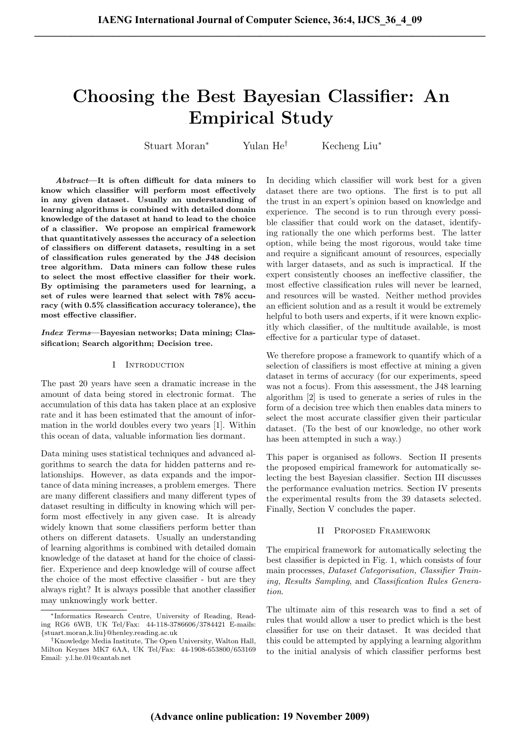# Choosing the Best Bayesian Classifier: An Empirical Study

Stuart Moran* Yulan He† Kecheng Liu*

***Abstract*—It is often difficult for data miners to know which classifier will perform most effectively in any given dataset. Usually an understanding of learning algorithms is combined with detailed domain knowledge of the dataset at hand to lead to the choice of a classifier. We propose an empirical framework that quantitatively assesses the accuracy of a selection of classifiers on different datasets, resulting in a set of classification rules generated by the J48 decision tree algorithm. Data miners can follow these rules to select the most effective classifier for their work. By optimising the parameters used for learning, a set of rules were learned that select with 78% accuracy (with 0.5% classification accuracy tolerance), the most effective classifier.**

***Index Terms*—Bayesian networks; Data mining; Classification; Search algorithm; Decision tree.**

## I Introduction

The past 20 years have seen a dramatic increase in the amount of data being stored in electronic format. The accumulation of this data has taken place at an explosive rate and it has been estimated that the amount of information in the world doubles every two years [1]. Within this ocean of data, valuable information lies dormant.

Data mining uses statistical techniques and advanced algorithms to search the data for hidden patterns and relationships. However, as data expands and the importance of data mining increases, a problem emerges. There are many different classifiers and many different types of dataset resulting in difficulty in knowing which will perform most effectively in any given case. It is already widely known that some classifiers perform better than others on different datasets. Usually an understanding of learning algorithms is combined with detailed domain knowledge of the dataset at hand for the choice of classifier. Experience and deep knowledge will of course affect the choice of the most effective classifier - but are they always right? It is always possible that another classifier may unknowingly work better.

In deciding which classifier will work best for a given dataset there are two options. The first is to put all the trust in an expert's opinion based on knowledge and experience. The second is to run through every possible classifier that could work on the dataset, identifying rationally the one which performs best. The latter option, while being the most rigorous, would take time and require a significant amount of resources, especially with larger datasets, and as such is impractical. If the expert consistently chooses an ineffective classifier, the most effective classification rules will never be learned, and resources will be wasted. Neither method provides an efficient solution and as a result it would be extremely helpful to both users and experts, if it were known explicitly which classifier, of the multitude available, is most effective for a particular type of dataset.

We therefore propose a framework to quantify which of a selection of classifiers is most effective at mining a given dataset in terms of accuracy (for our experiments, speed was not a focus). From this assessment, the J48 learning algorithm [2] is used to generate a series of rules in the form of a decision tree which then enables data miners to select the most accurate classifier given their particular dataset. (To the best of our knowledge, no other work has been attempted in such a way.)

This paper is organised as follows. Section II presents the proposed empirical framework for automatically selecting the best Bayesian classifier. Section III discusses the performance evaluation metrics. Section IV presents the experimental results from the 39 datasets selected. Finally, Section V concludes the paper.

## II Proposed Framework

The empirical framework for automatically selecting the best classifier is depicted in Fig. 1, which consists of four main processes, *Dataset Categorisation, Classifier Training, Results Sampling*, and *Classification Rules Generation*.

The ultimate aim of this research was to find a set of rules that would allow a user to predict which is the best classifier for use on their dataset. It was decided that this could be attempted by applying a learning algorithm to the initial analysis of which classifier performs best

---

*Informatics Research Centre, University of Reading, Reading RG6 6WB, UK Tel/Fax: 44-118-3786606/3784421 E-mails: {stuart.moran,k.liu}@henley.reading.ac.uk

†Knowledge Media Institute, The Open University, Walton Hall, Milton Keynes MK7 6AA, UK Tel/Fax: 44-1908-653800/653169 Email: y.l.he.01@cantab.net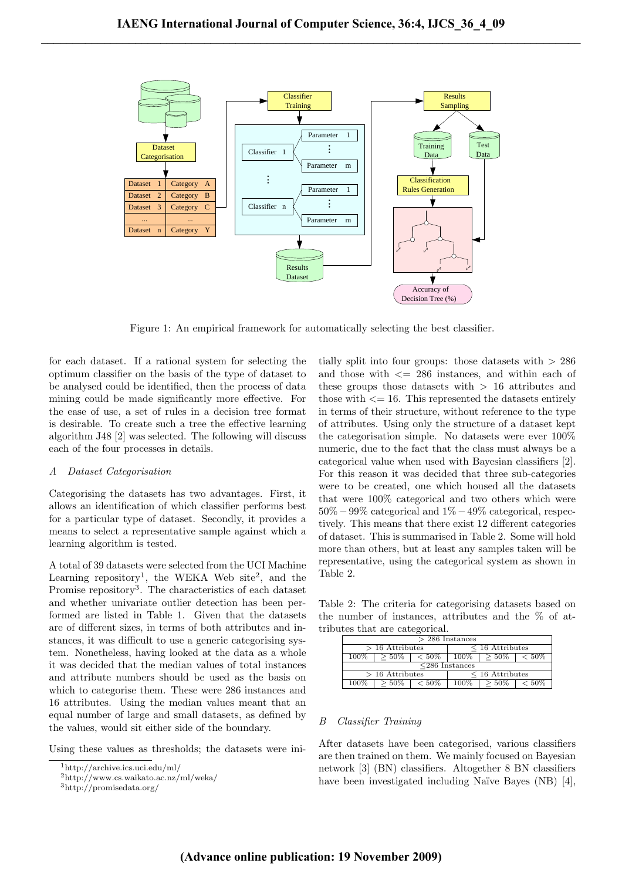Figure 1: An empirical framework for automatically selecting the best classifier.

for each dataset. If a rational system for selecting the optimum classifier on the basis of the type of dataset to be analysed could be identified, then the process of data mining could be made significantly more effective. For the ease of use, a set of rules in a decision tree format is desirable. To create such a tree the effective learning algorithm J48 [2] was selected. The following will discuss each of the four processes in details.

### *A Dataset Categorisation*

Categorising the datasets has two advantages. First, it allows an identification of which classifier performs best for a particular type of dataset. Secondly, it provides a means to select a representative sample against which a learning algorithm is tested.

A total of 39 datasets were selected from the UCI Machine Learning repository[1], the WEKA Web site[2], and the Promise repository[3]. The characteristics of each dataset and whether univariate outlier detection has been performed are listed in Table 1. Given that the datasets are of different sizes, in terms of both attributes and instances, it was difficult to use a generic categorising system. Nonetheless, having looked at the data as a whole it was decided that the median values of total instances and attribute numbers should be used as the basis on which to categorise them. These were 286 instances and 16 attributes. Using the median values meant that an equal number of large and small datasets, as defined by the values, would sit either side of the boundary.

Using these values as thresholds; the datasets were initially split into four groups: those datasets with $> 286$ and those with $<= 286$ instances, and within each of these groups those datasets with $> 16$ attributes and those with $<= 16$. This represented the datasets entirely in terms of their structure, without reference to the type of attributes. Using only the structure of a dataset kept the categorisation simple. No datasets were ever 100% numeric, due to the fact that the class must always be a categorical value when used with Bayesian classifiers [2]. For this reason it was decided that three sub-categories were to be created, one which housed all the datasets that were 100% categorical and two others which were $50\% - 99\%$ categorical and $1\% - 49\%$ categorical, respectively. This means that there exist 12 different categories of dataset. This is summarised in Table 2. Some will hold more than others, but at least any samples taken will be representative, using the categorical system as shown in Table 2.

Table 2: The criteria for categorising datasets based on the number of instances, attributes and the % of attributes that are categorical.

| $> 286$ Instances | | | | | |
|---|---|---|---|---|---|
| $> 16$ Attributes | | | $\leq 16$ Attributes | | |
| 100% | $\geq 50\%$ | $< 50\%$ | 100% | $\geq 50\%$ | $< 50\%$ |
| $\leq 286$ Instances | | | | | |
| $> 16$ Attributes | | | $\leq 16$ Attributes | | |
| 100% | $\geq 50\%$ | $< 50\%$ | 100% | $\geq 50\%$ | $< 50\%$ |

### *B Classifier Training*

After datasets have been categorised, various classifiers are then trained on them. We mainly focused on Bayesian network [3] (BN) classifiers. Altogether 8 BN classifiers have been investigated including Naïve Bayes (NB) [4],

---

[1] http://archive.ics.uci.edu/ml/
[2] http://www.cs.waikato.ac.nz/ml/weka/
[3] http://promisedata.org/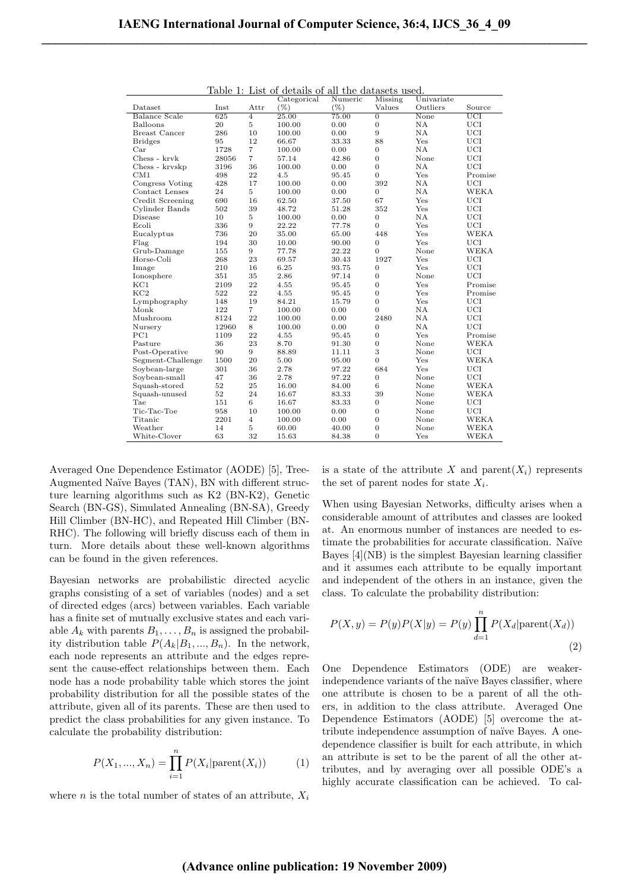Table 1: List of details of all the datasets used.

| Dataset | Inst | Attr | Categorical (%) | Numeric (%) | Missing Values | Univariate Outliers | Source |
|---|---|---|---|---|---|---|---|
| Balance Scale | 625 | 4 | 25.00 | 75.00 | 0 | None | UCI |
| Balloons | 20 | 5 | 100.00 | 0.00 | 0 | NA | UCI |
| Breast Cancer | 286 | 10 | 100.00 | 0.00 | 9 | NA | UCI |
| Bridges | 95 | 12 | 66.67 | 33.33 | 88 | Yes | UCI |
| Car | 1728 | 7 | 100.00 | 0.00 | 0 | NA | UCI |
| Chess - krvk | 28056 | 7 | 57.14 | 42.86 | 0 | None | UCI |
| Chess - krvskp | 3196 | 36 | 100.00 | 0.00 | 0 | NA | UCI |
| CM1 | 498 | 22 | 4.5 | 95.45 | 0 | Yes | Promise |
| Congress Voting | 428 | 17 | 100.00 | 0.00 | 392 | NA | UCI |
| Contact Lenses | 24 | 5 | 100.00 | 0.00 | 0 | NA | WEKA |
| Credit Screening | 690 | 16 | 62.50 | 37.50 | 67 | Yes | UCI |
| Cylinder Bands | 502 | 39 | 48.72 | 51.28 | 352 | Yes | UCI |
| Disease | 10 | 5 | 100.00 | 0.00 | 0 | NA | UCI |
| Ecoli | 336 | 9 | 22.22 | 77.78 | 0 | Yes | UCI |
| Eucalyptus | 736 | 20 | 35.00 | 65.00 | 448 | Yes | WEKA |
| Flag | 194 | 30 | 10.00 | 90.00 | 0 | Yes | UCI |
| Grub-Damage | 155 | 9 | 77.78 | 22.22 | 0 | None | WEKA |
| Horse-Coli | 268 | 23 | 69.57 | 30.43 | 1927 | Yes | UCI |
| Image | 210 | 16 | 6.25 | 93.75 | 0 | Yes | UCI |
| Ionosphere | 351 | 35 | 2.86 | 97.14 | 0 | None | UCI |
| KC1 | 2109 | 22 | 4.55 | 95.45 | 0 | Yes | Promise |
| KC2 | 522 | 22 | 4.55 | 95.45 | 0 | Yes | Promise |
| Lymphography | 148 | 19 | 84.21 | 15.79 | 0 | Yes | UCI |
| Monk | 122 | 7 | 100.00 | 0.00 | 0 | NA | UCI |
| Mushroom | 8124 | 22 | 100.00 | 0.00 | 2480 | NA | UCI |
| Nursery | 12960 | 8 | 100.00 | 0.00 | 0 | NA | UCI |
| PC1 | 1109 | 22 | 4.55 | 95.45 | 0 | Yes | Promise |
| Pasture | 36 | 23 | 8.70 | 91.30 | 0 | None | WEKA |
| Post-Operative | 90 | 9 | 88.89 | 11.11 | 3 | None | UCI |
| Segment-Challenge | 1500 | 20 | 5.00 | 95.00 | 0 | Yes | WEKA |
| Soybean-large | 301 | 36 | 2.78 | 97.22 | 684 | Yes | UCI |
| Soybean-small | 47 | 36 | 2.78 | 97.22 | 0 | None | UCI |
| Squash-stored | 52 | 25 | 16.00 | 84.00 | 6 | None | WEKA |
| Squash-unused | 52 | 24 | 16.67 | 83.33 | 39 | None | WEKA |
| Tae | 151 | 6 | 16.67 | 83.33 | 0 | None | UCI |
| Tic-Tac-Toe | 958 | 10 | 100.00 | 0.00 | 0 | None | UCI |
| Titanic | 2201 | 4 | 100.00 | 0.00 | 0 | None | WEKA |
| Weather | 14 | 5 | 60.00 | 40.00 | 0 | None | WEKA |
| White-Clover | 63 | 32 | 15.63 | 84.38 | 0 | Yes | WEKA |

Averaged One Dependence Estimator (AODE) [5], Tree-Augmented Naïve Bayes (TAN), BN with different structure learning algorithms such as K2 (BN-K2), Genetic Search (BN-GS), Simulated Annealing (BN-SA), Greedy Hill Climber (BN-HC), and Repeated Hill Climber (BN-RHC). The following will briefly discuss each of them in turn. More details about these well-known algorithms can be found in the given references.

Bayesian networks are probabilistic directed acyclic graphs consisting of a set of variables (nodes) and a set of directed edges (arcs) between variables. Each variable has a finite set of mutually exclusive states and each variable $A_k$ with parents $B_1, \ldots, B_n$ is assigned the probability distribution table $P(A_k|B_1, ..., B_n)$. In the network, each node represents an attribute and the edges represent the cause-effect relationships between them. Each node has a node probability table which stores the joint probability distribution for all the possible states of the attribute, given all of its parents. These are then used to predict the class probabilities for any given instance. To calculate the probability distribution:

$$P(X_1, ..., X_n) = \prod_{i=1}^{n} P(X_i|\text{parent}(X_i)) \tag{1}$$

where $n$ is the total number of states of an attribute, $X_i$ is a state of the attribute $X$ and parent$(X_i)$ represents the set of parent nodes for state $X_i$.

When using Bayesian Networks, difficulty arises when a considerable amount of attributes and classes are looked at. An enormous number of instances are needed to estimate the probabilities for accurate classification. Naïve Bayes [4](NB) is the simplest Bayesian learning classifier and it assumes each attribute to be equally important and independent of the others in an instance, given the class. To calculate the probability distribution:

$$P(X, y) = P(y)P(X|y) = P(y) \prod_{d=1}^{n} P(X_d|\text{parent}(X_d)) \tag{2}$$

One Dependence Estimators (ODE) are weaker-independence variants of the naïve Bayes classifier, where one attribute is chosen to be a parent of all the others, in addition to the class attribute. Averaged One Dependence Estimators (AODE) [5] overcome the attribute independence assumption of naïve Bayes. A one-dependence classifier is built for each attribute, in which an attribute is set to be the parent of all the other attributes, and by averaging over all possible ODE's a highly accurate classification can be achieved. To cal-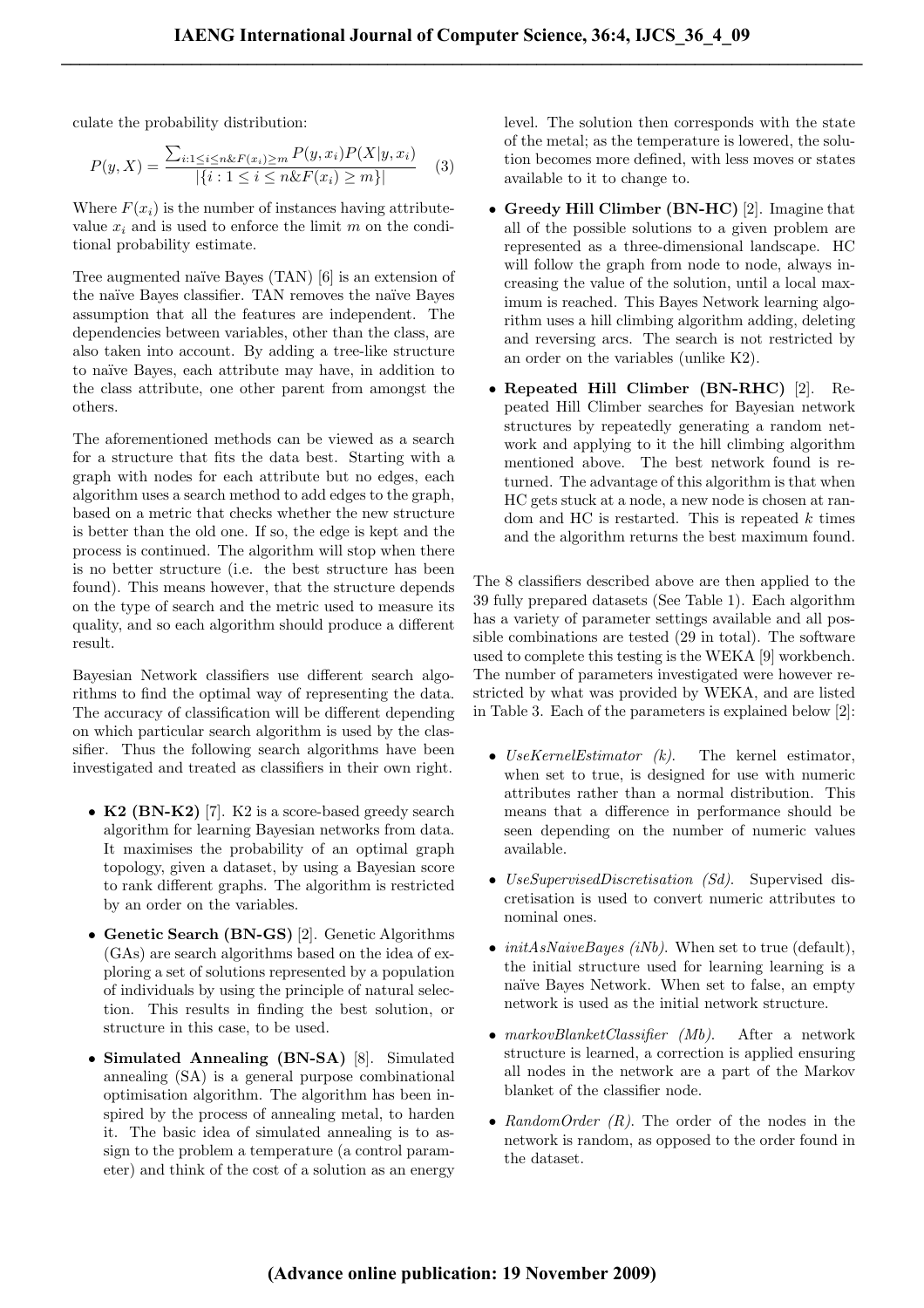culate the probability distribution:

$$P(y, X) = \frac{\sum_{i:1 \leq i \leq n \& F(x_i) \geq m} P(y, x_i) P(X|y, x_i)}{|\{i : 1 \leq i \leq n \& F(x_i) \geq m\}|} \quad (3)$$

Where $F(x_i)$ is the number of instances having attribute-value $x_i$ and is used to enforce the limit $m$ on the conditional probability estimate.

Tree augmented naïve Bayes (TAN) [6] is an extension of the naïve Bayes classifier. TAN removes the naïve Bayes assumption that all the features are independent. The dependencies between variables, other than the class, are also taken into account. By adding a tree-like structure to naïve Bayes, each attribute may have, in addition to the class attribute, one other parent from amongst the others.

The aforementioned methods can be viewed as a search for a structure that fits the data best. Starting with a graph with nodes for each attribute but no edges, each algorithm uses a search method to add edges to the graph, based on a metric that checks whether the new structure is better than the old one. If so, the edge is kept and the process is continued. The algorithm will stop when there is no better structure (i.e. the best structure has been found). This means however, that the structure depends on the type of search and the metric used to measure its quality, and so each algorithm should produce a different result.

Bayesian Network classifiers use different search algorithms to find the optimal way of representing the data. The accuracy of classification will be different depending on which particular search algorithm is used by the classifier. Thus the following search algorithms have been investigated and treated as classifiers in their own right.

- **K2 (BN-K2)** [7]. K2 is a score-based greedy search algorithm for learning Bayesian networks from data. It maximises the probability of an optimal graph topology, given a dataset, by using a Bayesian score to rank different graphs. The algorithm is restricted by an order on the variables.
- **Genetic Search (BN-GS)** [2]. Genetic Algorithms (GAs) are search algorithms based on the idea of exploring a set of solutions represented by a population of individuals by using the principle of natural selection. This results in finding the best solution, or structure in this case, to be used.
- **Simulated Annealing (BN-SA)** [8]. Simulated annealing (SA) is a general purpose combinational optimisation algorithm. The algorithm has been inspired by the process of annealing metal, to harden it. The basic idea of simulated annealing is to assign to the problem a temperature (a control parameter) and think of the cost of a solution as an energy level. The solution then corresponds with the state of the metal; as the temperature is lowered, the solution becomes more defined, with less moves or states available to it to change to.
- **Greedy Hill Climber (BN-HC)** [2]. Imagine that all of the possible solutions to a given problem are represented as a three-dimensional landscape. HC will follow the graph from node to node, always increasing the value of the solution, until a local maximum is reached. This Bayes Network learning algorithm uses a hill climbing algorithm adding, deleting and reversing arcs. The search is not restricted by an order on the variables (unlike K2).
- **Repeated Hill Climber (BN-RHC)** [2]. Repeated Hill Climber searches for Bayesian network structures by repeatedly generating a random network and applying to it the hill climbing algorithm mentioned above. The best network found is returned. The advantage of this algorithm is that when HC gets stuck at a node, a new node is chosen at random and HC is restarted. This is repeated $k$ times and the algorithm returns the best maximum found.

The 8 classifiers described above are then applied to the 39 fully prepared datasets (See Table 1). Each algorithm has a variety of parameter settings available and all possible combinations are tested (29 in total). The software used to complete this testing is the WEKA [9] workbench. The number of parameters investigated were however restricted by what was provided by WEKA, and are listed in Table 3. Each of the parameters is explained below [2]:

- *UseKernelEstimator (k).* The kernel estimator, when set to true, is designed for use with numeric attributes rather than a normal distribution. This means that a difference in performance should be seen depending on the number of numeric values available.
- *UseSupervisedDiscretisation (Sd).* Supervised discretisation is used to convert numeric attributes to nominal ones.
- *initAsNaiveBayes (iNb).* When set to true (default), the initial structure used for learning learning is a naïve Bayes Network. When set to false, an empty network is used as the initial network structure.
- *markovBlanketClassifier (Mb).* After a network structure is learned, a correction is applied ensuring all nodes in the network are a part of the Markov blanket of the classifier node.
- *RandomOrder (R).* The order of the nodes in the network is random, as opposed to the order found in the dataset.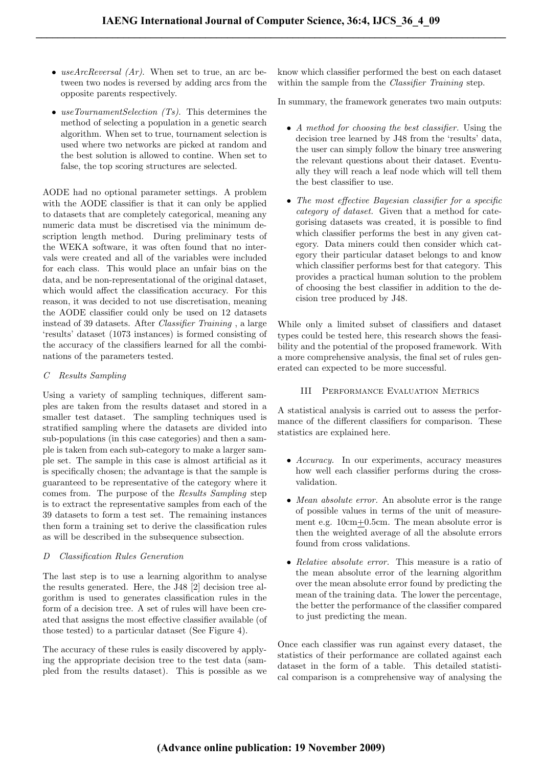- *useArcReversal (Ar).* When set to true, an arc between two nodes is reversed by adding arcs from the opposite parents respectively.
- *useTournamentSelection (Ts).* This determines the method of selecting a population in a genetic search algorithm. When set to true, tournament selection is used where two networks are picked at random and the best solution is allowed to contine. When set to false, the top scoring structures are selected.

AODE had no optional parameter settings. A problem with the AODE classifier is that it can only be applied to datasets that are completely categorical, meaning any numeric data must be discretised via the minimum description length method. During preliminary tests of the WEKA software, it was often found that no intervals were created and all of the variables were included for each class. This would place an unfair bias on the data, and be non-representational of the original dataset, which would affect the classification accuracy. For this reason, it was decided to not use discretisation, meaning the AODE classifier could only be used on 12 datasets instead of 39 datasets. After *Classifier Training* , a large 'results' dataset (1073 instances) is formed consisting of the accuracy of the classifiers learned for all the combinations of the parameters tested.

### C Results Sampling

Using a variety of sampling techniques, different samples are taken from the results dataset and stored in a smaller test dataset. The sampling techniques used is stratified sampling where the datasets are divided into sub-populations (in this case categories) and then a sample is taken from each sub-category to make a larger sample set. The sample in this case is almost artificial as it is specifically chosen; the advantage is that the sample is guaranteed to be representative of the category where it comes from. The purpose of the *Results Sampling* step is to extract the representative samples from each of the 39 datasets to form a test set. The remaining instances then form a training set to derive the classification rules as will be described in the subsequence subsection.

### D Classification Rules Generation

The last step is to use a learning algorithm to analyse the results generated. Here, the J48 [2] decision tree algorithm is used to generates classification rules in the form of a decision tree. A set of rules will have been created that assigns the most effective classifier available (of those tested) to a particular dataset (See Figure 4).

The accuracy of these rules is easily discovered by applying the appropriate decision tree to the test data (sampled from the results dataset). This is possible as we know which classifier performed the best on each dataset within the sample from the *Classifier Training* step.

In summary, the framework generates two main outputs:

- *A method for choosing the best classifier.* Using the decision tree learned by J48 from the 'results' data, the user can simply follow the binary tree answering the relevant questions about their dataset. Eventually they will reach a leaf node which will tell them the best classifier to use.
- *The most effective Bayesian classifier for a specific category of dataset.* Given that a method for categorising datasets was created, it is possible to find which classifier performs the best in any given category. Data miners could then consider which category their particular dataset belongs to and know which classifier performs best for that category. This provides a practical human solution to the problem of choosing the best classifier in addition to the decision tree produced by J48.

While only a limited subset of classifiers and dataset types could be tested here, this research shows the feasibility and the potential of the proposed framework. With a more comprehensive analysis, the final set of rules generated can expected to be more successful.

## III Performance Evaluation Metrics

A statistical analysis is carried out to assess the performance of the different classifiers for comparison. These statistics are explained here.

- *Accuracy.* In our experiments, accuracy measures how well each classifier performs during the cross-validation.
- *Mean absolute error.* An absolute error is the range of possible values in terms of the unit of measurement e.g. 10cm$\pm$0.5cm. The mean absolute error is then the weighted average of all the absolute errors found from cross validations.
- *Relative absolute error.* This measure is a ratio of the mean absolute error of the learning algorithm over the mean absolute error found by predicting the mean of the training data. The lower the percentage, the better the performance of the classifier compared to just predicting the mean.

Once each classifier was run against every dataset, the statistics of their performance are collated against each dataset in the form of a table. This detailed statistical comparison is a comprehensive way of analysing the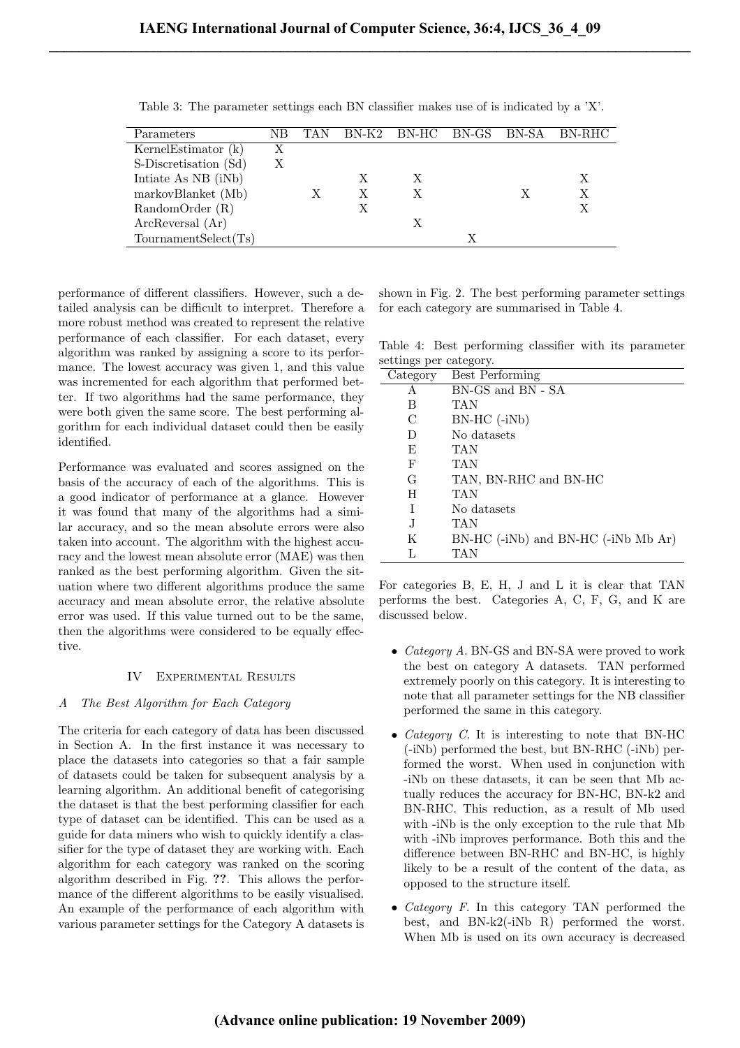Table 3: The parameter settings each BN classifier makes use of is indicated by a 'X'.

| Parameters | NB | TAN | BN-K2 | BN-HC | BN-GS | BN-SA | BN-RHC |
|---|---|---|---|---|---|---|---|
| KernelEstimator (k) | X | | | | | | |
| S-Discretisation (Sd) | X | | | | | | |
| Intiate As NB (iNb) | | | X | X | | | X |
| markovBlanket (Mb) | | X | X | X | | X | X |
| RandomOrder (R) | | | X | | | | X |
| ArcReversal (Ar) | | | | X | | | |
| TournamentSelect(Ts) | | | | | X | | |

performance of different classifiers. However, such a detailed analysis can be difficult to interpret. Therefore a more robust method was created to represent the relative performance of each classifier. For each dataset, every algorithm was ranked by assigning a score to its performance. The lowest accuracy was given 1, and this value was incremented for each algorithm that performed better. If two algorithms had the same performance, they were both given the same score. The best performing algorithm for each individual dataset could then be easily identified.

Performance was evaluated and scores assigned on the basis of the accuracy of each of the algorithms. This is a good indicator of performance at a glance. However it was found that many of the algorithms had a similar accuracy, and so the mean absolute errors were also taken into account. The algorithm with the highest accuracy and the lowest mean absolute error (MAE) was then ranked as the best performing algorithm. Given the situation where two different algorithms produce the same accuracy and mean absolute error, the relative absolute error was used. If this value turned out to be the same, then the algorithms were considered to be equally effective.

## IV Experimental Results

### A The Best Algorithm for Each Category

The criteria for each category of data has been discussed in Section A. In the first instance it was necessary to place the datasets into categories so that a fair sample of datasets could be taken for subsequent analysis by a learning algorithm. An additional benefit of categorising the dataset is that the best performing classifier for each type of dataset can be identified. This can be used as a guide for data miners who wish to quickly identify a classifier for the type of dataset they are working with. Each algorithm for each category was ranked on the scoring algorithm described in Fig. **??**. This allows the performance of the different algorithms to be easily visualised. An example of the performance of each algorithm with various parameter settings for the Category A datasets is shown in Fig. 2. The best performing parameter settings for each category are summarised in Table 4.

Table 4: Best performing classifier with its parameter settings per category.

| Category | Best Performing |
|---|---|
| A | BN-GS and BN - SA |
| B | TAN |
| C | BN-HC (-iNb) |
| D | No datasets |
| E | TAN |
| F | TAN |
| G | TAN, BN-RHC and BN-HC |
| H | TAN |
| I | No datasets |
| J | TAN |
| K | BN-HC (-iNb) and BN-HC (-iNb Mb Ar) |
| L | TAN |

For categories B, E, H, J and L it is clear that TAN performs the best. Categories A, C, F, G, and K are discussed below.

- *Category A.* BN-GS and BN-SA were proved to work the best on category A datasets. TAN performed extremely poorly on this category. It is interesting to note that all parameter settings for the NB classifier performed the same in this category.
- *Category C.* It is interesting to note that BN-HC (-iNb) performed the best, but BN-RHC (-iNb) performed the worst. When used in conjunction with -iNb on these datasets, it can be seen that Mb actually reduces the accuracy for BN-HC, BN-k2 and BN-RHC. This reduction, as a result of Mb used with -iNb is the only exception to the rule that Mb with -iNb improves performance. Both this and the difference between BN-RHC and BN-HC, is highly likely to be a result of the content of the data, as opposed to the structure itself.
- *Category F.* In this category TAN performed the best, and BN-k2(-iNb R) performed the worst. When Mb is used on its own accuracy is decreased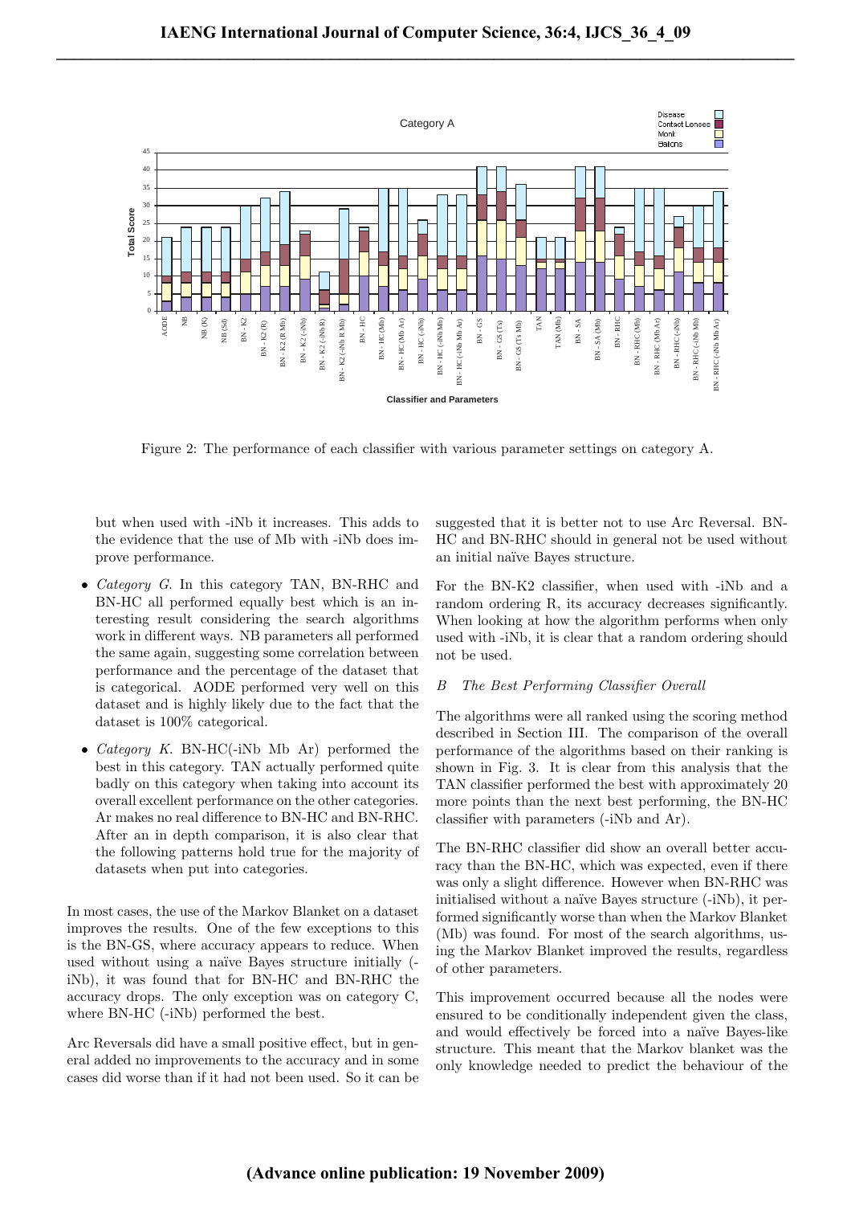Figure 2: The performance of each classifier with various parameter settings on category A.

but when used with -iNb it increases. This adds to the evidence that the use of Mb with -iNb does improve performance.

- *Category G*. In this category TAN, BN-RHC and BN-HC all performed equally best which is an interesting result considering the search algorithms work in different ways. NB parameters all performed the same again, suggesting some correlation between performance and the percentage of the dataset that is categorical. AODE performed very well on this dataset and is highly likely due to the fact that the dataset is 100% categorical.
- *Category K*. BN-HC(-iNb Mb Ar) performed the best in this category. TAN actually performed quite badly on this category when taking into account its overall excellent performance on the other categories. Ar makes no real difference to BN-HC and BN-RHC. After an in depth comparison, it is also clear that the following patterns hold true for the majority of datasets when put into categories.

In most cases, the use of the Markov Blanket on a dataset improves the results. One of the few exceptions to this is the BN-GS, where accuracy appears to reduce. When used without using a naïve Bayes structure initially (-iNb), it was found that for BN-HC and BN-RHC the accuracy drops. The only exception was on category C, where BN-HC (-iNb) performed the best.

Arc Reversals did have a small positive effect, but in general added no improvements to the accuracy and in some cases did worse than if it had not been used. So it can be suggested that it is better not to use Arc Reversal. BN-HC and BN-RHC should in general not be used without an initial naïve Bayes structure.

For the BN-K2 classifier, when used with -iNb and a random ordering R, its accuracy decreases significantly. When looking at how the algorithm performs when only used with -iNb, it is clear that a random ordering should not be used.

### *B The Best Performing Classifier Overall*

The algorithms were all ranked using the scoring method described in Section III. The comparison of the overall performance of the algorithms based on their ranking is shown in Fig. 3. It is clear from this analysis that the TAN classifier performed the best with approximately 20 more points than the next best performing, the BN-HC classifier with parameters (-iNb and Ar).

The BN-RHC classifier did show an overall better accuracy than the BN-HC, which was expected, even if there was only a slight difference. However when BN-RHC was initialised without a naïve Bayes structure (-iNb), it performed significantly worse than when the Markov Blanket (Mb) was found. For most of the search algorithms, using the Markov Blanket improved the results, regardless of other parameters.

This improvement occurred because all the nodes were ensured to be conditionally independent given the class, and would effectively be forced into a naïve Bayes-like structure. This meant that the Markov blanket was the only knowledge needed to predict the behaviour of the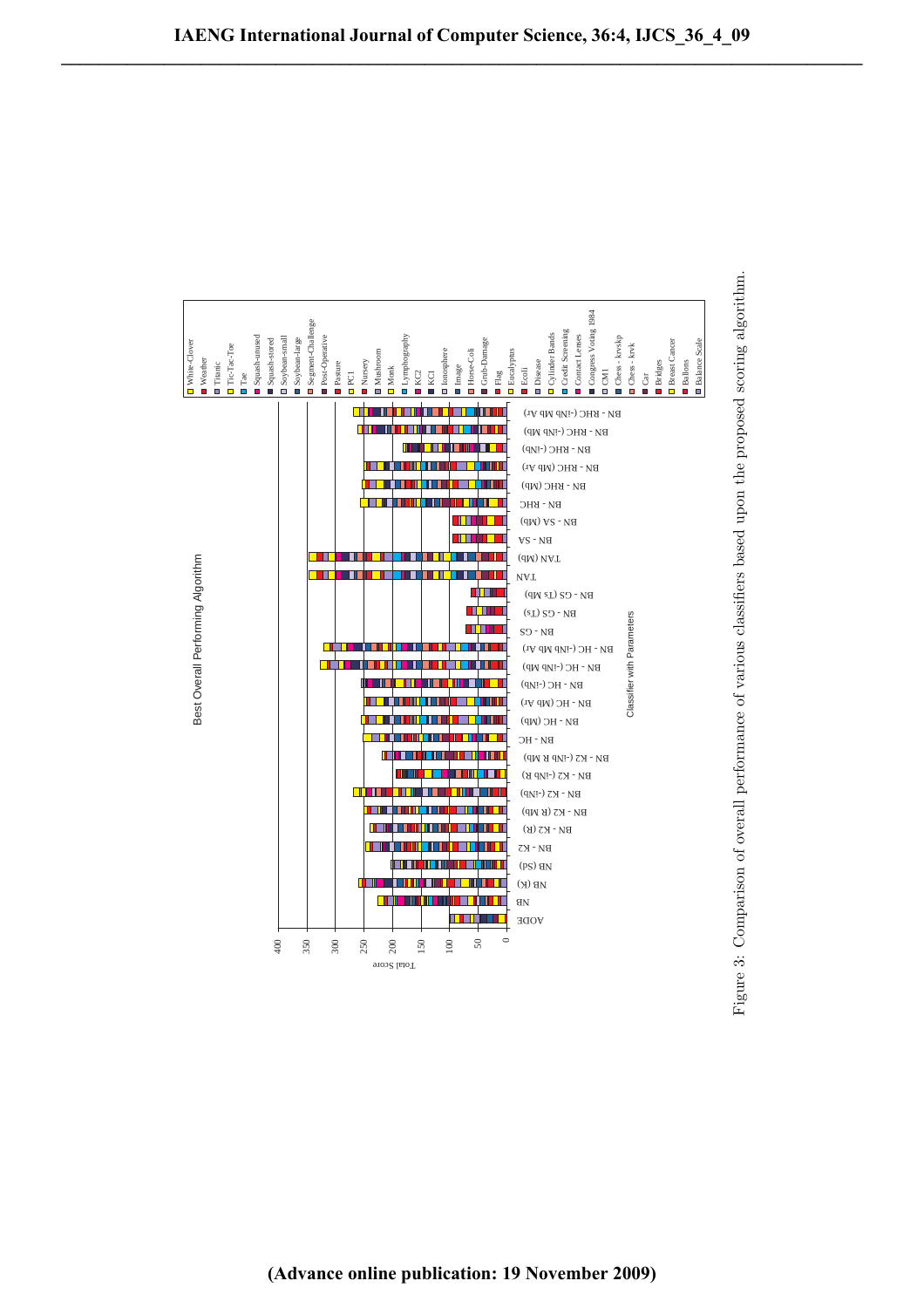Figure 3: Comparison of overall performance of various classifiers based upon the proposed scoring algorithm.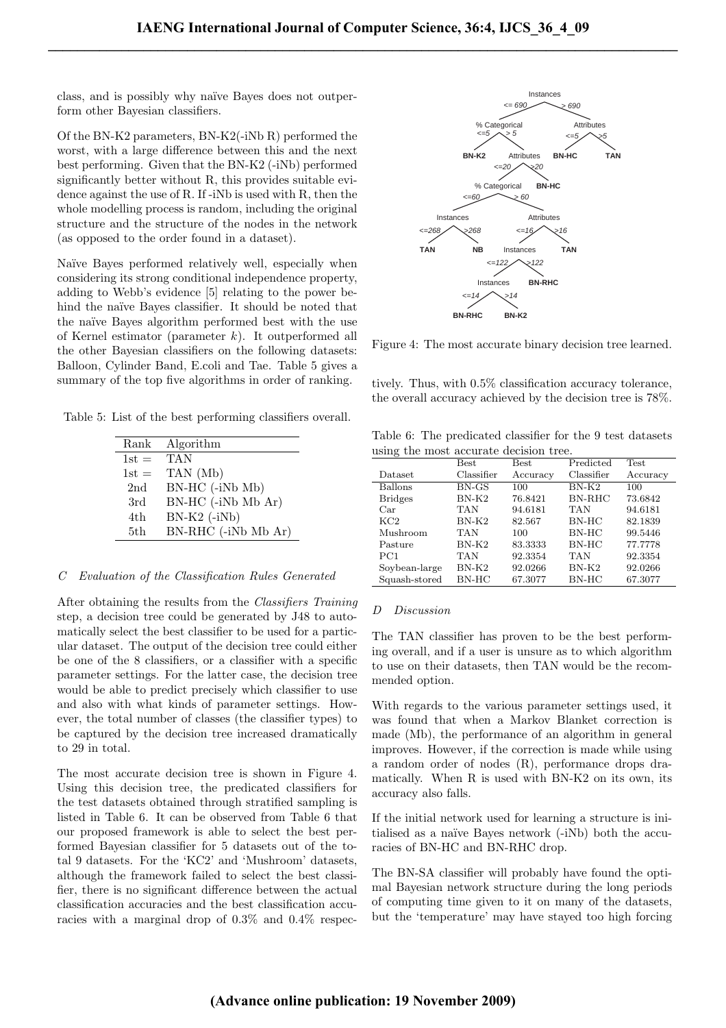class, and is possibly why naïve Bayes does not outperform other Bayesian classifiers.

Of the BN-K2 parameters, BN-K2(-iNb R) performed the worst, with a large difference between this and the next best performing. Given that the BN-K2 (-iNb) performed significantly better without R, this provides suitable evidence against the use of R. If -iNb is used with R, then the whole modelling process is random, including the original structure and the structure of the nodes in the network (as opposed to the order found in a dataset).

Naïve Bayes performed relatively well, especially when considering its strong conditional independence property, adding to Webb's evidence [5] relating to the power behind the naïve Bayes classifier. It should be noted that the naïve Bayes algorithm performed best with the use of Kernel estimator (parameter $k$). It outperformed all the other Bayesian classifiers on the following datasets: Balloon, Cylinder Band, E.coli and Tae. Table 5 gives a summary of the top five algorithms in order of ranking.

Table 5: List of the best performing classifiers overall.

| Rank | Algorithm |
|---|---|
| 1st = | TAN |
| 1st = | TAN (Mb) |
| 2nd | BN-HC (-iNb Mb) |
| 3rd | BN-HC (-iNb Mb Ar) |
| 4th | BN-K2 (-iNb) |
| 5th | BN-RHC (-iNb Mb Ar) |

### *C Evaluation of the Classification Rules Generated*

After obtaining the results from the *Classifiers Training* step, a decision tree could be generated by J48 to automatically select the best classifier to be used for a particular dataset. The output of the decision tree could either be one of the 8 classifiers, or a classifier with a specific parameter settings. For the latter case, the decision tree would be able to predict precisely which classifier to use and also with what kinds of parameter settings. However, the total number of classes (the classifier types) to be captured by the decision tree increased dramatically to 29 in total.

The most accurate decision tree is shown in Figure 4. Using this decision tree, the predicated classifiers for the test datasets obtained through stratified sampling is listed in Table 6. It can be observed from Table 6 that our proposed framework is able to select the best performed Bayesian classifier for 5 datasets out of the total 9 datasets. For the 'KC2' and 'Mushroom' datasets, although the framework failed to select the best classifier, there is no significant difference between the actual classification accuracies and the best classification accuracies with a marginal drop of 0.3% and 0.4% respectively. Thus, with 0.5% classification accuracy tolerance, the overall accuracy achieved by the decision tree is 78%.

Figure 4: The most accurate binary decision tree learned.

Table 6: The predicated classifier for the 9 test datasets using the most accurate decision tree.

| Dataset | Best Classifier | Best Accuracy | Predicted Classifier | Test Accuracy |
|---|---|---|---|---|
| Ballons | BN-GS | 100 | BN-K2 | 100 |
| Bridges | BN-K2 | 76.8421 | BN-RHC | 73.6842 |
| Car | TAN | 94.6181 | TAN | 94.6181 |
| KC2 | BN-K2 | 82.567 | BN-HC | 82.1839 |
| Mushroom | TAN | 100 | BN-HC | 99.5446 |
| Pasture | BN-K2 | 83.3333 | BN-HC | 77.7778 |
| PC1 | TAN | 92.3354 | TAN | 92.3354 |
| Soybean-large | BN-K2 | 92.0266 | BN-K2 | 92.0266 |
| Squash-stored | BN-HC | 67.3077 | BN-HC | 67.3077 |

### *D Discussion*

The TAN classifier has proven to be the best performing overall, and if a user is unsure as to which algorithm to use on their datasets, then TAN would be the recommended option.

With regards to the various parameter settings used, it was found that when a Markov Blanket correction is made (Mb), the performance of an algorithm in general improves. However, if the correction is made while using a random order of nodes (R), performance drops dramatically. When R is used with BN-K2 on its own, its accuracy also falls.

If the initial network used for learning a structure is initialised as a naïve Bayes network (-iNb) both the accuracies of BN-HC and BN-RHC drop.

The BN-SA classifier will probably have found the optimal Bayesian network structure during the long periods of computing time given to it on many of the datasets, but the 'temperature' may have stayed too high forcing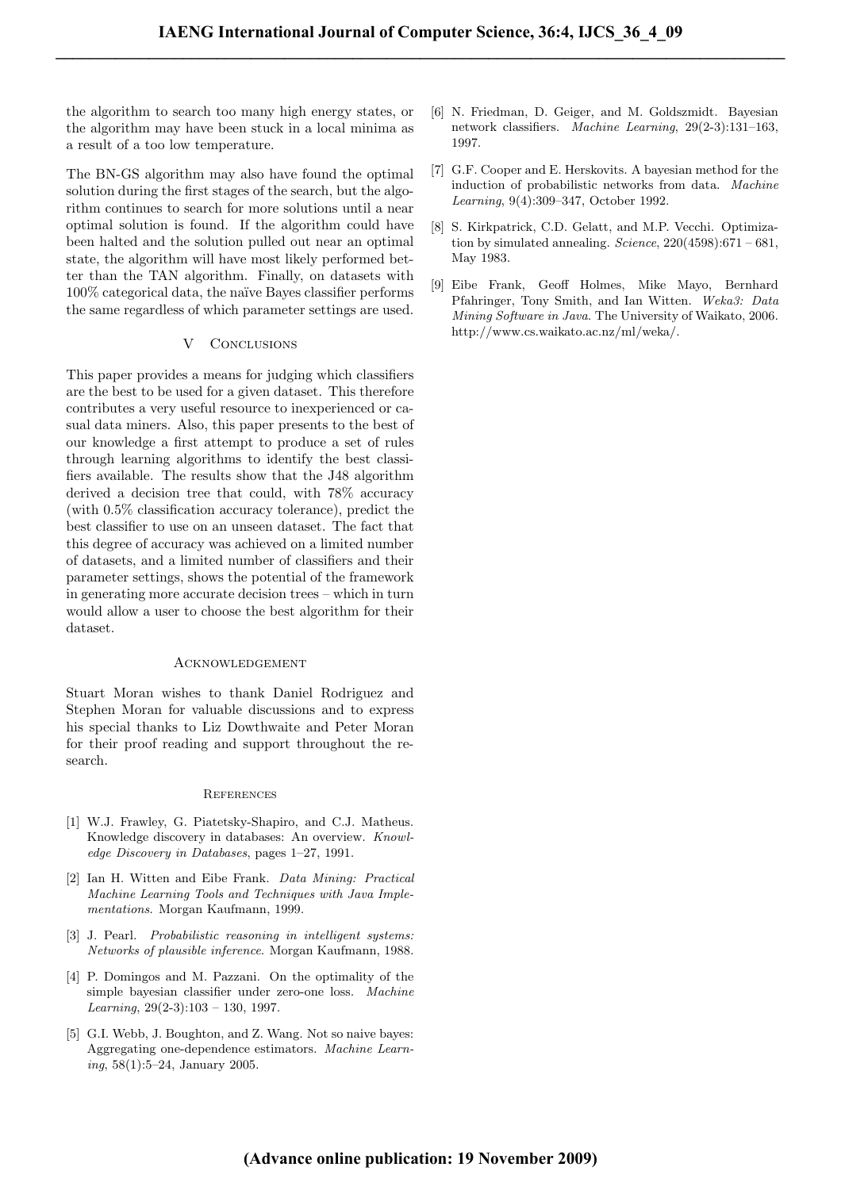the algorithm to search too many high energy states, or the algorithm may have been stuck in a local minima as a result of a too low temperature.

The BN-GS algorithm may also have found the optimal solution during the first stages of the search, but the algorithm continues to search for more solutions until a near optimal solution is found. If the algorithm could have been halted and the solution pulled out near an optimal state, the algorithm will have most likely performed better than the TAN algorithm. Finally, on datasets with 100% categorical data, the naïve Bayes classifier performs the same regardless of which parameter settings are used.

## V Conclusions

This paper provides a means for judging which classifiers are the best to be used for a given dataset. This therefore contributes a very useful resource to inexperienced or casual data miners. Also, this paper presents to the best of our knowledge a first attempt to produce a set of rules through learning algorithms to identify the best classifiers available. The results show that the J48 algorithm derived a decision tree that could, with 78% accuracy (with 0.5% classification accuracy tolerance), predict the best classifier to use on an unseen dataset. The fact that this degree of accuracy was achieved on a limited number of datasets, and a limited number of classifiers and their parameter settings, shows the potential of the framework in generating more accurate decision trees – which in turn would allow a user to choose the best algorithm for their dataset.

## Acknowledgement

Stuart Moran wishes to thank Daniel Rodriguez and Stephen Moran for valuable discussions and to express his special thanks to Liz Dowthwaite and Peter Moran for their proof reading and support throughout the research.

## References

[1] W.J. Frawley, G. Piatetsky-Shapiro, and C.J. Matheus. Knowledge discovery in databases: An overview. *Knowledge Discovery in Databases*, pages 1–27, 1991.

[2] Ian H. Witten and Eibe Frank. *Data Mining: Practical Machine Learning Tools and Techniques with Java Implementations*. Morgan Kaufmann, 1999.

[3] J. Pearl. *Probabilistic reasoning in intelligent systems: Networks of plausible inference*. Morgan Kaufmann, 1988.

[4] P. Domingos and M. Pazzani. On the optimality of the simple bayesian classifier under zero-one loss. *Machine Learning*, 29(2-3):103 – 130, 1997.

[5] G.I. Webb, J. Boughton, and Z. Wang. Not so naive bayes: Aggregating one-dependence estimators. *Machine Learning*, 58(1):5–24, January 2005.

[6] N. Friedman, D. Geiger, and M. Goldszmidt. Bayesian network classifiers. *Machine Learning*, 29(2-3):131–163, 1997.

[7] G.F. Cooper and E. Herskovits. A bayesian method for the induction of probabilistic networks from data. *Machine Learning*, 9(4):309–347, October 1992.

[8] S. Kirkpatrick, C.D. Gelatt, and M.P. Vecchi. Optimization by simulated annealing. *Science*, 220(4598):671 – 681, May 1983.

[9] Eibe Frank, Geoff Holmes, Mike Mayo, Bernhard Pfahringer, Tony Smith, and Ian Witten. *Weka3: Data Mining Software in Java*. The University of Waikato, 2006. http://www.cs.waikato.ac.nz/ml/weka/.